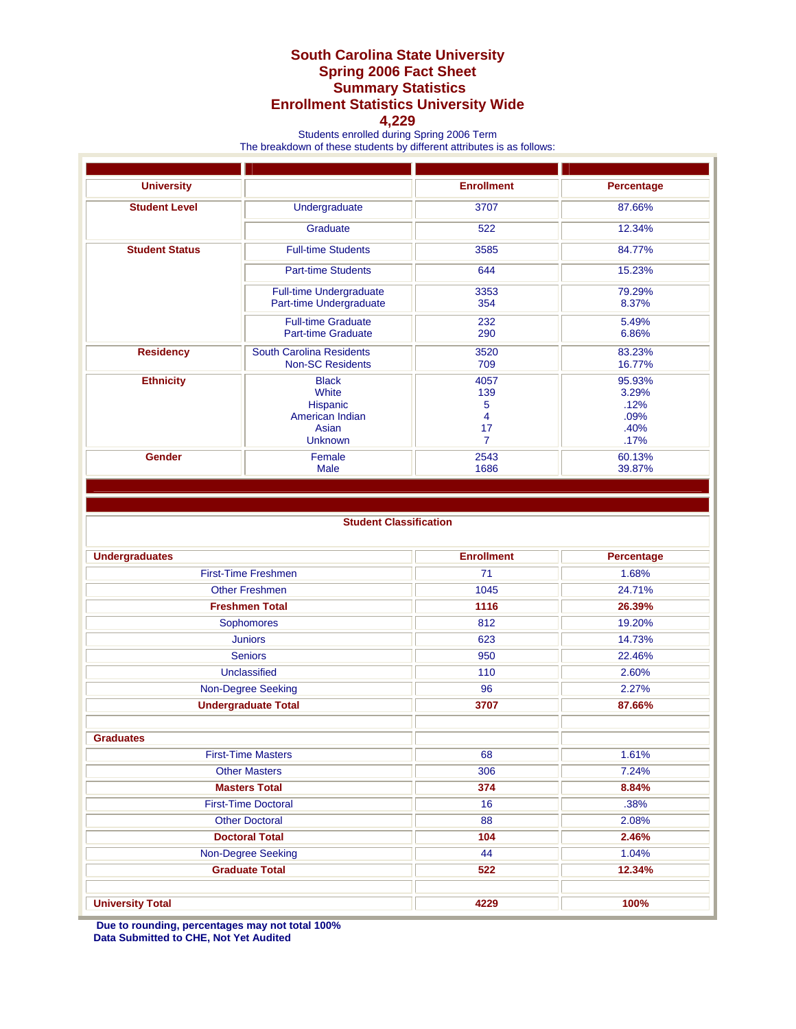# South Carolina State University
## Spring 2006 Fact Sheet
## Summary Statistics
## Enrollment Statistics University Wide
## 4,229

Students enrolled during Spring 2006 Term
The breakdown of these students by different attributes is as follows:

| University | | Enrollment | Percentage |
|---|---|---|---|
| **Student Level** | Undergraduate | 3707 | 87.66% |
| | Graduate | 522 | 12.34% |
| **Student Status** | Full-time Students | 3585 | 84.77% |
| | Part-time Students | 644 | 15.23% |
| | Full-time Undergraduate | 3353 | 79.29% |
| | Part-time Undergraduate | 354 | 8.37% |
| | Full-time Graduate | 232 | 5.49% |
| | Part-time Graduate | 290 | 6.86% |
| **Residency** | South Carolina Residents | 3520 | 83.23% |
| | Non-SC Residents | 709 | 16.77% |
| **Ethnicity** | Black | 4057 | 95.93% |
| | White | 139 | 3.29% |
| | Hispanic | 5 | .12% |
| | American Indian | 4 | .09% |
| | Asian | 17 | .40% |
| | Unknown | 7 | .17% |
| **Gender** | Female | 2543 | 60.13% |
| | Male | 1686 | 39.87% |

**Student Classification**

| Undergraduates | Enrollment | Percentage |
|---|---|---|
| First-Time Freshmen | 71 | 1.68% |
| Other Freshmen | 1045 | 24.71% |
| **Freshmen Total** | **1116** | **26.39%** |
| Sophomores | 812 | 19.20% |
| Juniors | 623 | 14.73% |
| Seniors | 950 | 22.46% |
| Unclassified | 110 | 2.60% |
| Non-Degree Seeking | 96 | 2.27% |
| **Undergraduate Total** | **3707** | **87.66%** |
| | | |
| **Graduates** | | |
| First-Time Masters | 68 | 1.61% |
| Other Masters | 306 | 7.24% |
| **Masters Total** | **374** | **8.84%** |
| First-Time Doctoral | 16 | .38% |
| Other Doctoral | 88 | 2.08% |
| **Doctoral Total** | **104** | **2.46%** |
| Non-Degree Seeking | 44 | 1.04% |
| **Graduate Total** | **522** | **12.34%** |
| | | |
| **University Total** | **4229** | **100%** |

**Due to rounding, percentages may not total 100%**
**Data Submitted to CHE, Not Yet Audited**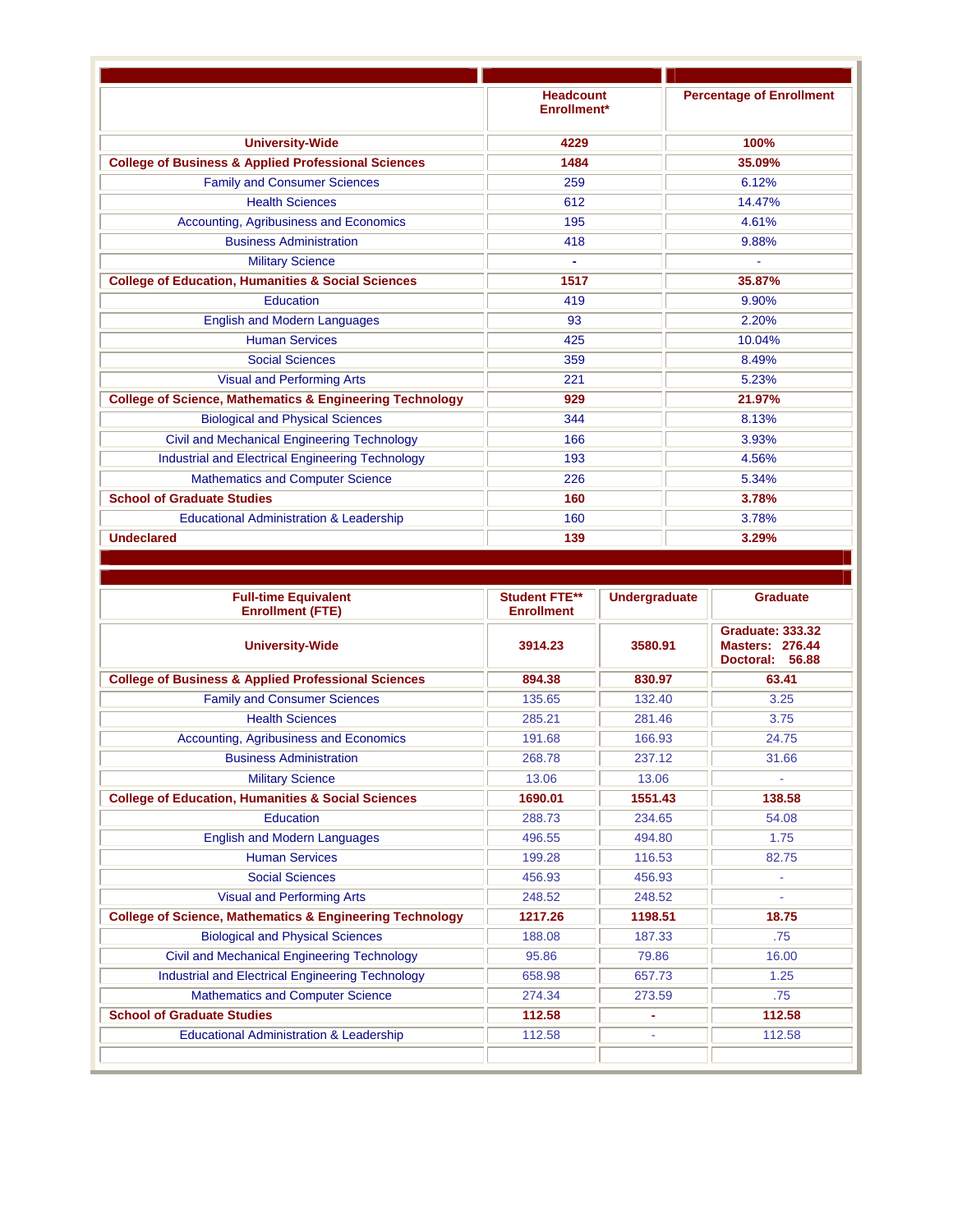| | Headcount Enrollment* | Percentage of Enrollment |
|---|---|---|
| **University-Wide** | **4229** | **100%** |
| **College of Business & Applied Professional Sciences** | **1484** | **35.09%** |
| Family and Consumer Sciences | 259 | 6.12% |
| Health Sciences | 612 | 14.47% |
| Accounting, Agribusiness and Economics | 195 | 4.61% |
| Business Administration | 418 | 9.88% |
| Military Science | - | - |
| **College of Education, Humanities & Social Sciences** | **1517** | **35.87%** |
| Education | 419 | 9.90% |
| English and Modern Languages | 93 | 2.20% |
| Human Services | 425 | 10.04% |
| Social Sciences | 359 | 8.49% |
| Visual and Performing Arts | 221 | 5.23% |
| **College of Science, Mathematics & Engineering Technology** | **929** | **21.97%** |
| Biological and Physical Sciences | 344 | 8.13% |
| Civil and Mechanical Engineering Technology | 166 | 3.93% |
| Industrial and Electrical Engineering Technology | 193 | 4.56% |
| Mathematics and Computer Science | 226 | 5.34% |
| **School of Graduate Studies** | **160** | **3.78%** |
| Educational Administration & Leadership | 160 | 3.78% |
| **Undeclared** | **139** | **3.29%** |

| Full-time Equivalent Enrollment (FTE) | Student FTE** Enrollment | Undergraduate | Graduate |
|---|---|---|---|
| **University-Wide** | **3914.23** | **3580.91** | **Graduate: 333.32 Masters: 276.44 Doctoral: 56.88** |
| **College of Business & Applied Professional Sciences** | **894.38** | **830.97** | **63.41** |
| Family and Consumer Sciences | 135.65 | 132.40 | 3.25 |
| Health Sciences | 285.21 | 281.46 | 3.75 |
| Accounting, Agribusiness and Economics | 191.68 | 166.93 | 24.75 |
| Business Administration | 268.78 | 237.12 | 31.66 |
| Military Science | 13.06 | 13.06 | - |
| **College of Education, Humanities & Social Sciences** | **1690.01** | **1551.43** | **138.58** |
| Education | 288.73 | 234.65 | 54.08 |
| English and Modern Languages | 496.55 | 494.80 | 1.75 |
| Human Services | 199.28 | 116.53 | 82.75 |
| Social Sciences | 456.93 | 456.93 | - |
| Visual and Performing Arts | 248.52 | 248.52 | - |
| **College of Science, Mathematics & Engineering Technology** | **1217.26** | **1198.51** | **18.75** |
| Biological and Physical Sciences | 188.08 | 187.33 | .75 |
| Civil and Mechanical Engineering Technology | 95.86 | 79.86 | 16.00 |
| Industrial and Electrical Engineering Technology | 658.98 | 657.73 | 1.25 |
| Mathematics and Computer Science | 274.34 | 273.59 | .75 |
| **School of Graduate Studies** | **112.58** | **-** | **112.58** |
| Educational Administration & Leadership | 112.58 | - | 112.58 |